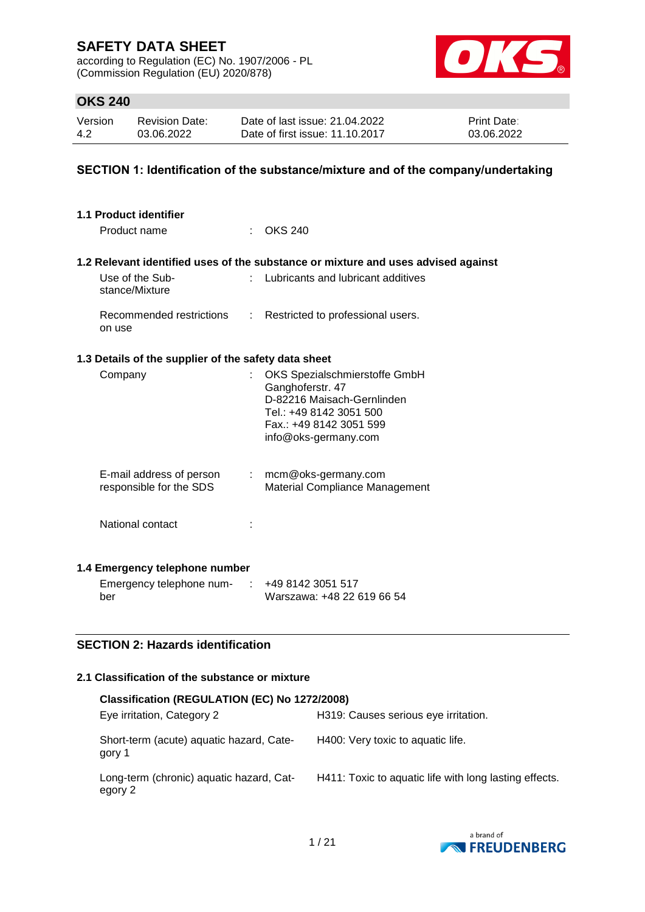# SAFETY DATA SHEET

according to Regulation (EC) No. 1907/2006 - PL
(Commission Regulation (EU) 2020/878)

## OKS 240

| Version | Revision Date: | Date of last issue: 21.04.2022 | Print Date: |
|---|---|---|---|
| 4.2 | 03.06.2022 | Date of first issue: 11.10.2017 | 03.06.2022 |

## SECTION 1: Identification of the substance/mixture and of the company/undertaking

### 1.1 Product identifier

Product name : OKS 240

### 1.2 Relevant identified uses of the substance or mixture and uses advised against

Use of the Substance/Mixture : Lubricants and lubricant additives

Recommended restrictions on use : Restricted to professional users.

### 1.3 Details of the supplier of the safety data sheet

Company : OKS Spezialschmierstoffe GmbH
Ganghoferstr. 47
D-82216 Maisach-Gernlinden
Tel.: +49 8142 3051 500
Fax.: +49 8142 3051 599
info@oks-germany.com

E-mail address of person responsible for the SDS : mcm@oks-germany.com
Material Compliance Management

National contact :

### 1.4 Emergency telephone number

Emergency telephone number : +49 8142 3051 517
Warszawa: +48 22 619 66 54

## SECTION 2: Hazards identification

### 2.1 Classification of the substance or mixture

**Classification (REGULATION (EC) No 1272/2008)**

| | |
|---|---|
| Eye irritation, Category 2 | H319: Causes serious eye irritation. |
| Short-term (acute) aquatic hazard, Category 1 | H400: Very toxic to aquatic life. |
| Long-term (chronic) aquatic hazard, Category 2 | H411: Toxic to aquatic life with long lasting effects. |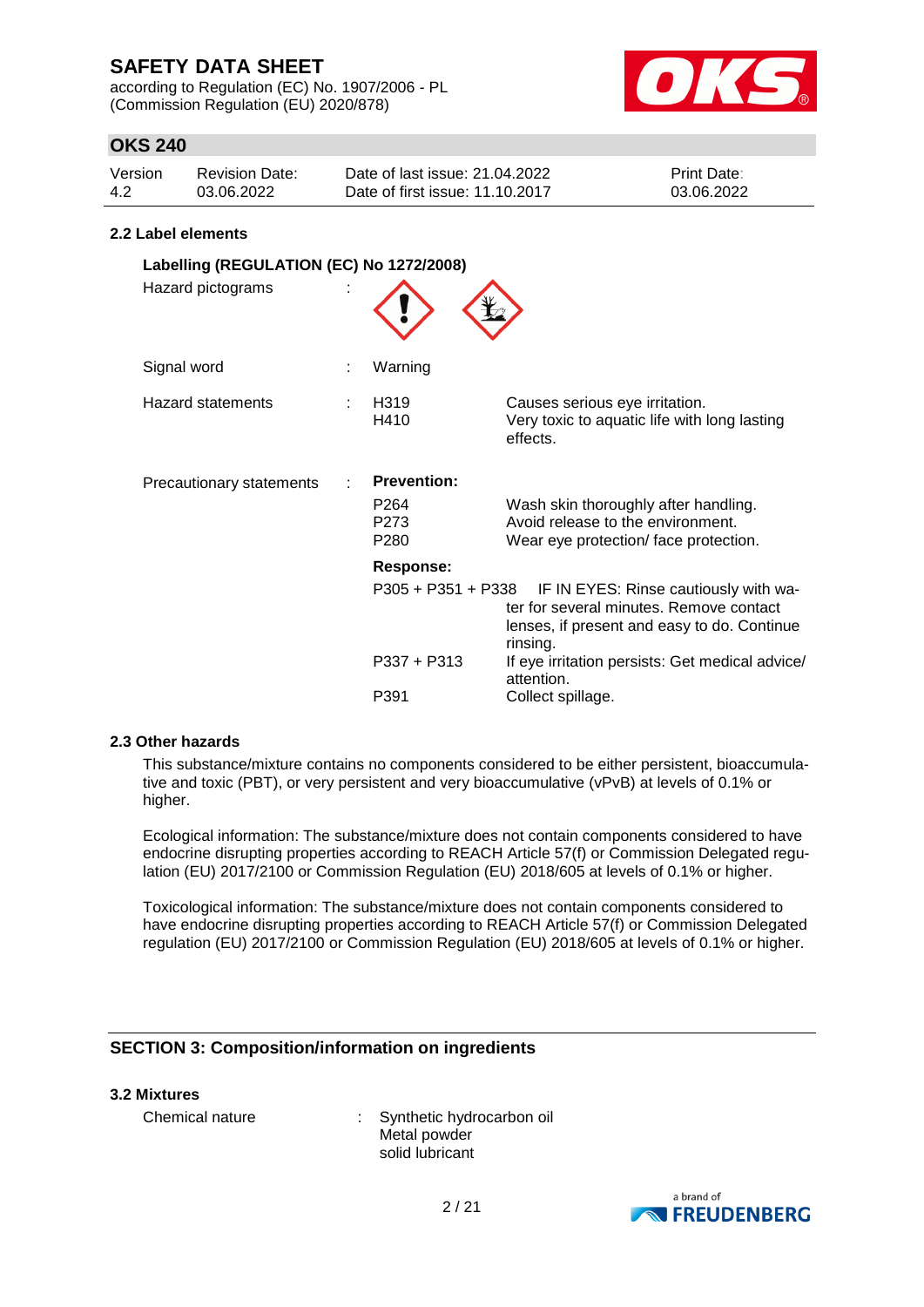## 2.2 Label elements

### Labelling (REGULATION (EC) No 1272/2008)

Hazard pictograms :

Signal word : Warning

Hazard statements :

| | |
|---|---|
| H319 | Causes serious eye irritation. |
| H410 | Very toxic to aquatic life with long lasting effects. |

Precautionary statements :

**Prevention:**

| | |
|---|---|
| P264 | Wash skin thoroughly after handling. |
| P273 | Avoid release to the environment. |
| P280 | Wear eye protection/ face protection. |

**Response:**

| | |
|---|---|
| P305 + P351 + P338 | IF IN EYES: Rinse cautiously with water for several minutes. Remove contact lenses, if present and easy to do. Continue rinsing. |
| P337 + P313 | If eye irritation persists: Get medical advice/ attention. |
| P391 | Collect spillage. |

## 2.3 Other hazards

This substance/mixture contains no components considered to be either persistent, bioaccumulative and toxic (PBT), or very persistent and very bioaccumulative (vPvB) at levels of 0.1% or higher.

Ecological information: The substance/mixture does not contain components considered to have endocrine disrupting properties according to REACH Article 57(f) or Commission Delegated regulation (EU) 2017/2100 or Commission Regulation (EU) 2018/605 at levels of 0.1% or higher.

Toxicological information: The substance/mixture does not contain components considered to have endocrine disrupting properties according to REACH Article 57(f) or Commission Delegated regulation (EU) 2017/2100 or Commission Regulation (EU) 2018/605 at levels of 0.1% or higher.

# SECTION 3: Composition/information on ingredients

## 3.2 Mixtures

Chemical nature : Synthetic hydrocarbon oil
Metal powder
solid lubricant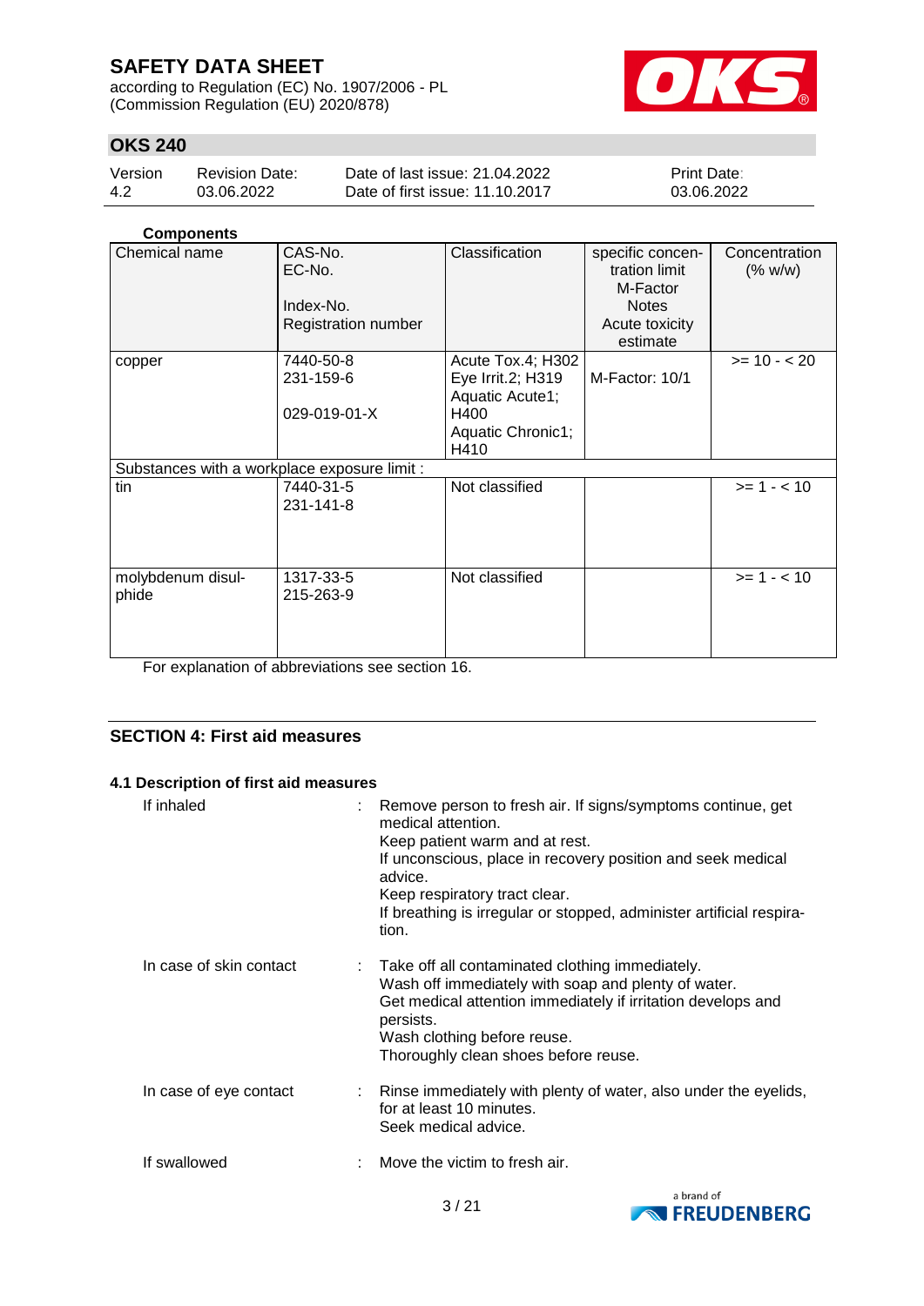**Components**

| Chemical name | CAS-No.<br>EC-No.<br><br>Index-No.<br>Registration number | Classification | specific concentration limit<br>M-Factor<br>Notes<br>Acute toxicity estimate | Concentration (% w/w) |
|---|---|---|---|---|
| copper | 7440-50-8<br>231-159-6<br><br>029-019-01-X | Acute Tox.4; H302<br>Eye Irrit.2; H319<br>Aquatic Acute1; H400<br>Aquatic Chronic1; H410 | M-Factor: 10/1 | >= 10 - < 20 |
| Substances with a workplace exposure limit : | | | | |
| tin | 7440-31-5<br>231-141-8 | Not classified | | >= 1 - < 10 |
| molybdenum disulphide | 1317-33-5<br>215-263-9 | Not classified | | >= 1 - < 10 |

For explanation of abbreviations see section 16.

## SECTION 4: First aid measures

### 4.1 Description of first aid measures

If inhaled : Remove person to fresh air. If signs/symptoms continue, get medical attention.
Keep patient warm and at rest.
If unconscious, place in recovery position and seek medical advice.
Keep respiratory tract clear.
If breathing is irregular or stopped, administer artificial respiration.

In case of skin contact : Take off all contaminated clothing immediately.
Wash off immediately with soap and plenty of water.
Get medical attention immediately if irritation develops and persists.
Wash clothing before reuse.
Thoroughly clean shoes before reuse.

In case of eye contact : Rinse immediately with plenty of water, also under the eyelids, for at least 10 minutes.
Seek medical advice.

If swallowed : Move the victim to fresh air.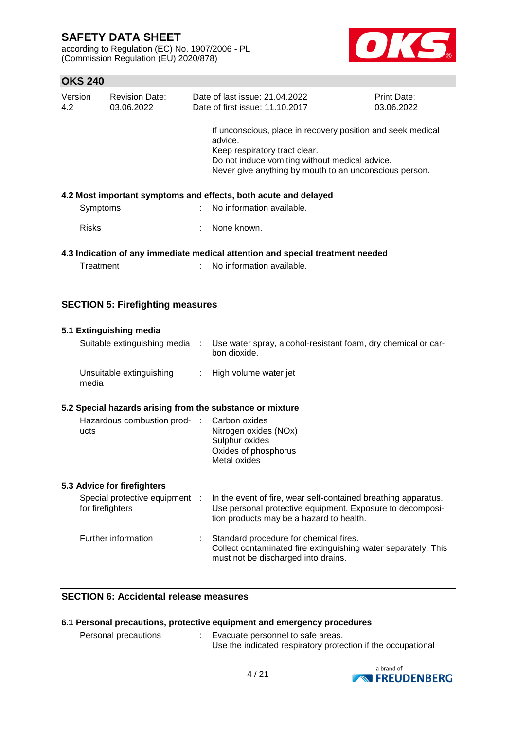If unconscious, place in recovery position and seek medical advice.
Keep respiratory tract clear.
Do not induce vomiting without medical advice.
Never give anything by mouth to an unconscious person.

### 4.2 Most important symptoms and effects, both acute and delayed

| | | |
|---|---|---|
| Symptoms | : | No information available. |
| Risks | : | None known. |

### 4.3 Indication of any immediate medical attention and special treatment needed

| | | |
|---|---|---|
| Treatment | : | No information available. |

## SECTION 5: Firefighting measures

### 5.1 Extinguishing media

| | | |
|---|---|---|
| Suitable extinguishing media | : | Use water spray, alcohol-resistant foam, dry chemical or carbon dioxide. |
| Unsuitable extinguishing media | : | High volume water jet |

### 5.2 Special hazards arising from the substance or mixture

| | | |
|---|---|---|
| Hazardous combustion products | : | Carbon oxides<br>Nitrogen oxides (NOx)<br>Sulphur oxides<br>Oxides of phosphorus<br>Metal oxides |

### 5.3 Advice for firefighters

| | | |
|---|---|---|
| Special protective equipment for firefighters | : | In the event of fire, wear self-contained breathing apparatus.<br>Use personal protective equipment. Exposure to decomposition products may be a hazard to health. |
| Further information | : | Standard procedure for chemical fires.<br>Collect contaminated fire extinguishing water separately. This must not be discharged into drains. |

## SECTION 6: Accidental release measures

### 6.1 Personal precautions, protective equipment and emergency procedures

| | | |
|---|---|---|
| Personal precautions | : | Evacuate personnel to safe areas.<br>Use the indicated respiratory protection if the occupational |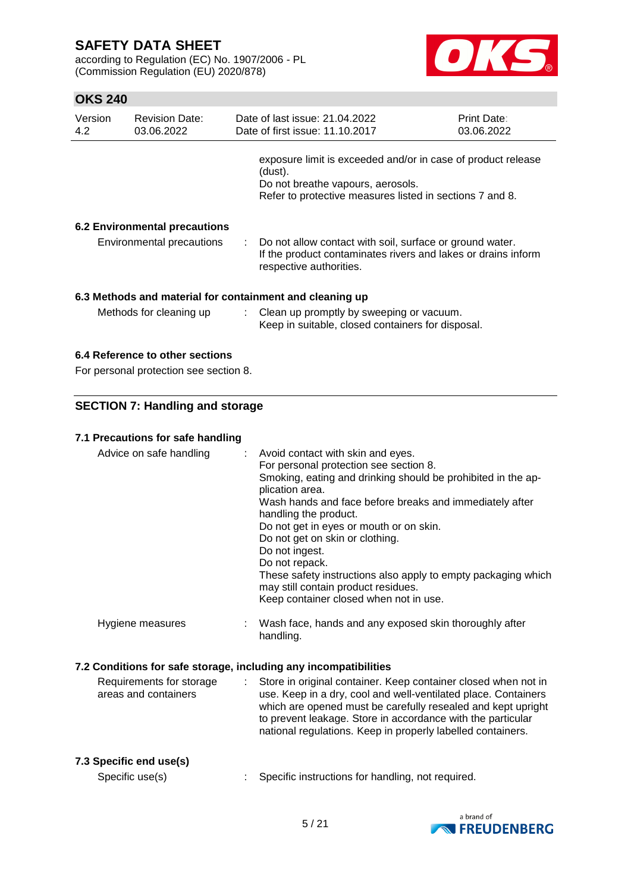exposure limit is exceeded and/or in case of product release (dust).
Do not breathe vapours, aerosols.
Refer to protective measures listed in sections 7 and 8.

### 6.2 Environmental precautions

Environmental precautions : Do not allow contact with soil, surface or ground water. If the product contaminates rivers and lakes or drains inform respective authorities.

### 6.3 Methods and material for containment and cleaning up

Methods for cleaning up : Clean up promptly by sweeping or vacuum. Keep in suitable, closed containers for disposal.

### 6.4 Reference to other sections

For personal protection see section 8.

## SECTION 7: Handling and storage

### 7.1 Precautions for safe handling

Advice on safe handling : Avoid contact with skin and eyes.
For personal protection see section 8.
Smoking, eating and drinking should be prohibited in the application area.
Wash hands and face before breaks and immediately after handling the product.
Do not get in eyes or mouth or on skin.
Do not get on skin or clothing.
Do not ingest.
Do not repack.
These safety instructions also apply to empty packaging which may still contain product residues.
Keep container closed when not in use.

Hygiene measures : Wash face, hands and any exposed skin thoroughly after handling.

### 7.2 Conditions for safe storage, including any incompatibilities

Requirements for storage areas and containers : Store in original container. Keep container closed when not in use. Keep in a dry, cool and well-ventilated place. Containers which are opened must be carefully resealed and kept upright to prevent leakage. Store in accordance with the particular national regulations. Keep in properly labelled containers.

### 7.3 Specific end use(s)

Specific use(s) : Specific instructions for handling, not required.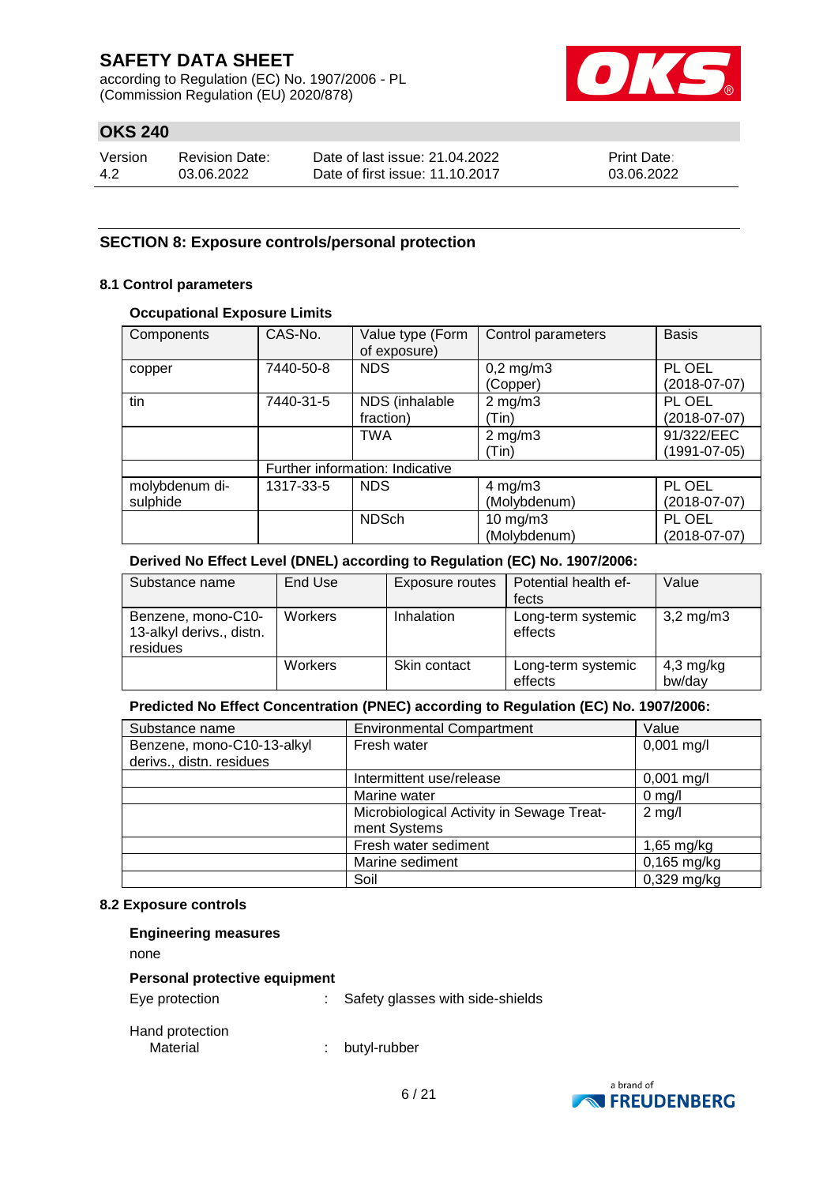## SECTION 8: Exposure controls/personal protection

### 8.1 Control parameters

**Occupational Exposure Limits**

| Components | CAS-No. | Value type (Form of exposure) | Control parameters | Basis |
|---|---|---|---|---|
| copper | 7440-50-8 | NDS | 0,2 mg/m3 (Copper) | PL OEL (2018-07-07) |
| tin | 7440-31-5 | NDS (inhalable fraction) | 2 mg/m3 (Tin) | PL OEL (2018-07-07) |
| | | TWA | 2 mg/m3 (Tin) | 91/322/EEC (1991-07-05) |
| | Further information: Indicative | | | |
| molybdenum disulphide | 1317-33-5 | NDS | 4 mg/m3 (Molybdenum) | PL OEL (2018-07-07) |
| | | NDSch | 10 mg/m3 (Molybdenum) | PL OEL (2018-07-07) |

**Derived No Effect Level (DNEL) according to Regulation (EC) No. 1907/2006:**

| Substance name | End Use | Exposure routes | Potential health effects | Value |
|---|---|---|---|---|
| Benzene, mono-C10-13-alkyl derivs., distn. residues | Workers | Inhalation | Long-term systemic effects | 3,2 mg/m3 |
| | Workers | Skin contact | Long-term systemic effects | 4,3 mg/kg bw/day |

**Predicted No Effect Concentration (PNEC) according to Regulation (EC) No. 1907/2006:**

| Substance name | Environmental Compartment | Value |
|---|---|---|
| Benzene, mono-C10-13-alkyl derivs., distn. residues | Fresh water | 0,001 mg/l |
| | Intermittent use/release | 0,001 mg/l |
| | Marine water | 0 mg/l |
| | Microbiological Activity in Sewage Treatment Systems | 2 mg/l |
| | Fresh water sediment | 1,65 mg/kg |
| | Marine sediment | 0,165 mg/kg |
| | Soil | 0,329 mg/kg |

### 8.2 Exposure controls

**Engineering measures**

none

**Personal protective equipment**

Eye protection : Safety glasses with side-shields

Hand protection
Material : butyl-rubber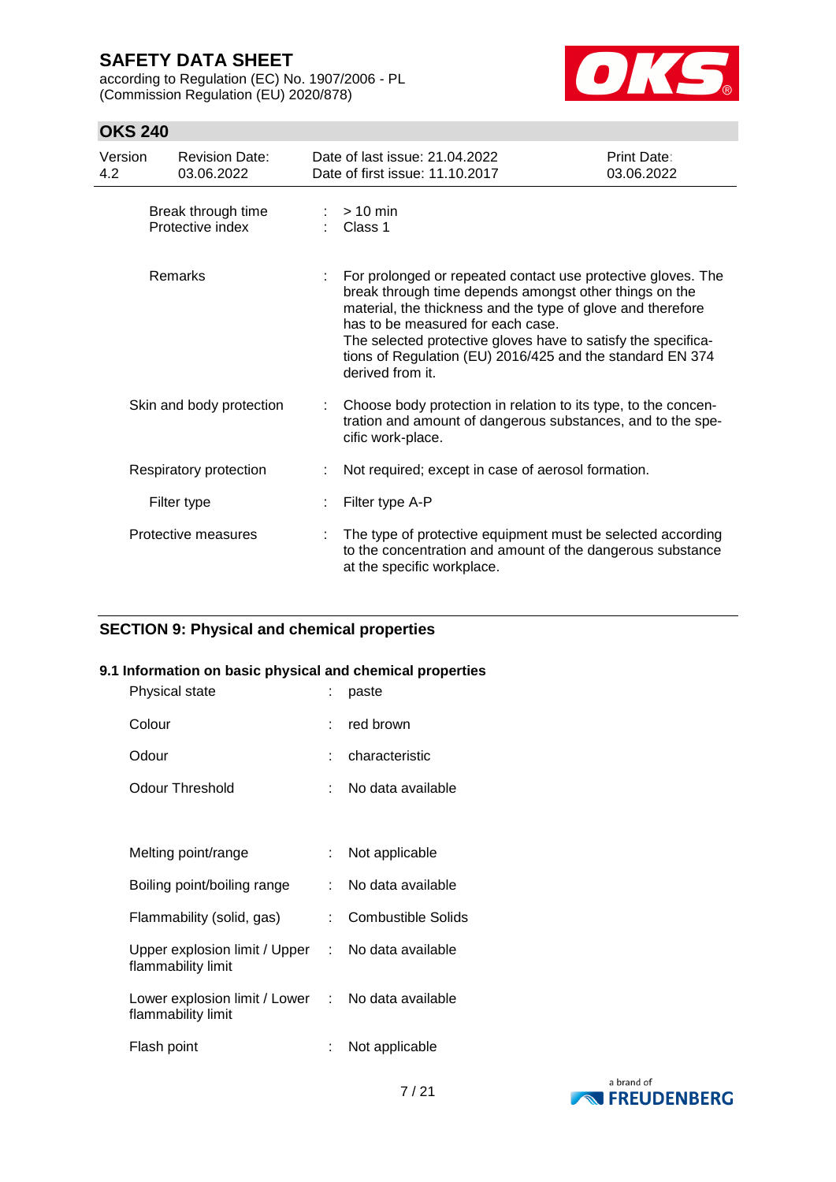| | | |
|---|---|---|
| Break through time | : | > 10 min |
| Protective index | : | Class 1 |
| Remarks | : | For prolonged or repeated contact use protective gloves. The break through time depends amongst other things on the material, the thickness and the type of glove and therefore has to be measured for each case. The selected protective gloves have to satisfy the specifications of Regulation (EU) 2016/425 and the standard EN 374 derived from it. |
| Skin and body protection | : | Choose body protection in relation to its type, to the concentration and amount of dangerous substances, and to the specific work-place. |
| Respiratory protection | : | Not required; except in case of aerosol formation. |
| Filter type | : | Filter type A-P |
| Protective measures | : | The type of protective equipment must be selected according to the concentration and amount of the dangerous substance at the specific workplace. |

## SECTION 9: Physical and chemical properties

### 9.1 Information on basic physical and chemical properties

| | | |
|---|---|---|
| Physical state | : | paste |
| Colour | : | red brown |
| Odour | : | characteristic |
| Odour Threshold | : | No data available |
| Melting point/range | : | Not applicable |
| Boiling point/boiling range | : | No data available |
| Flammability (solid, gas) | : | Combustible Solids |
| Upper explosion limit / Upper flammability limit | : | No data available |
| Lower explosion limit / Lower flammability limit | : | No data available |
| Flash point | : | Not applicable |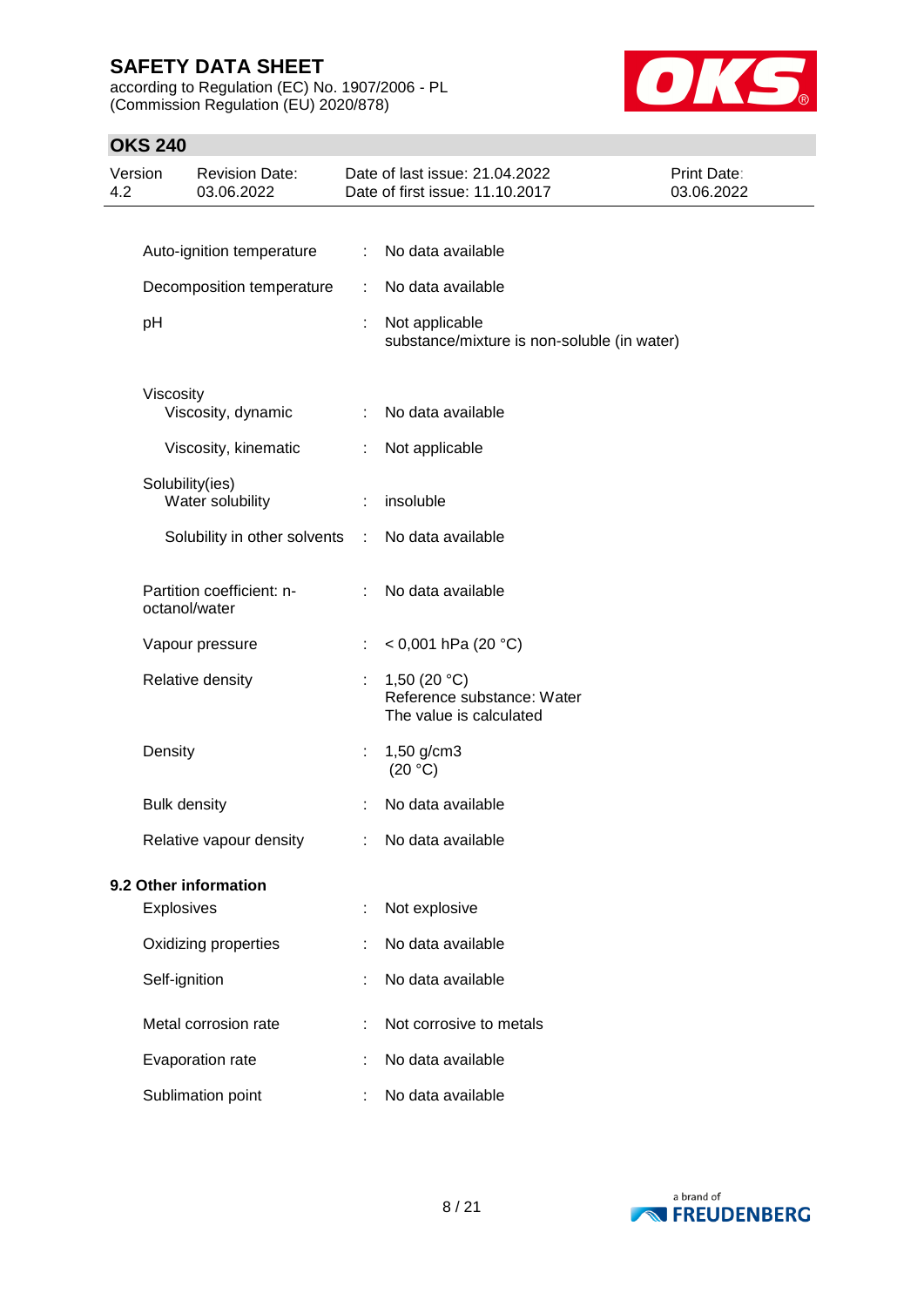| | | |
|---|---|---|
| Auto-ignition temperature | : | No data available |
| Decomposition temperature | : | No data available |
| pH | : | Not applicable<br>substance/mixture is non-soluble (in water) |
| Viscosity | | |
| Viscosity, dynamic | : | No data available |
| Viscosity, kinematic | : | Not applicable |
| Solubility(ies) | | |
| Water solubility | : | insoluble |
| Solubility in other solvents | : | No data available |
| Partition coefficient: n-octanol/water | : | No data available |
| Vapour pressure | : | < 0,001 hPa (20 °C) |
| Relative density | : | 1,50 (20 °C)<br>Reference substance: Water<br>The value is calculated |
| Density | : | 1,50 g/cm3<br>(20 °C) |
| Bulk density | : | No data available |
| Relative vapour density | : | No data available |

**9.2 Other information**

| | | |
|---|---|---|
| Explosives | : | Not explosive |
| Oxidizing properties | : | No data available |
| Self-ignition | : | No data available |
| Metal corrosion rate | : | Not corrosive to metals |
| Evaporation rate | : | No data available |
| Sublimation point | : | No data available |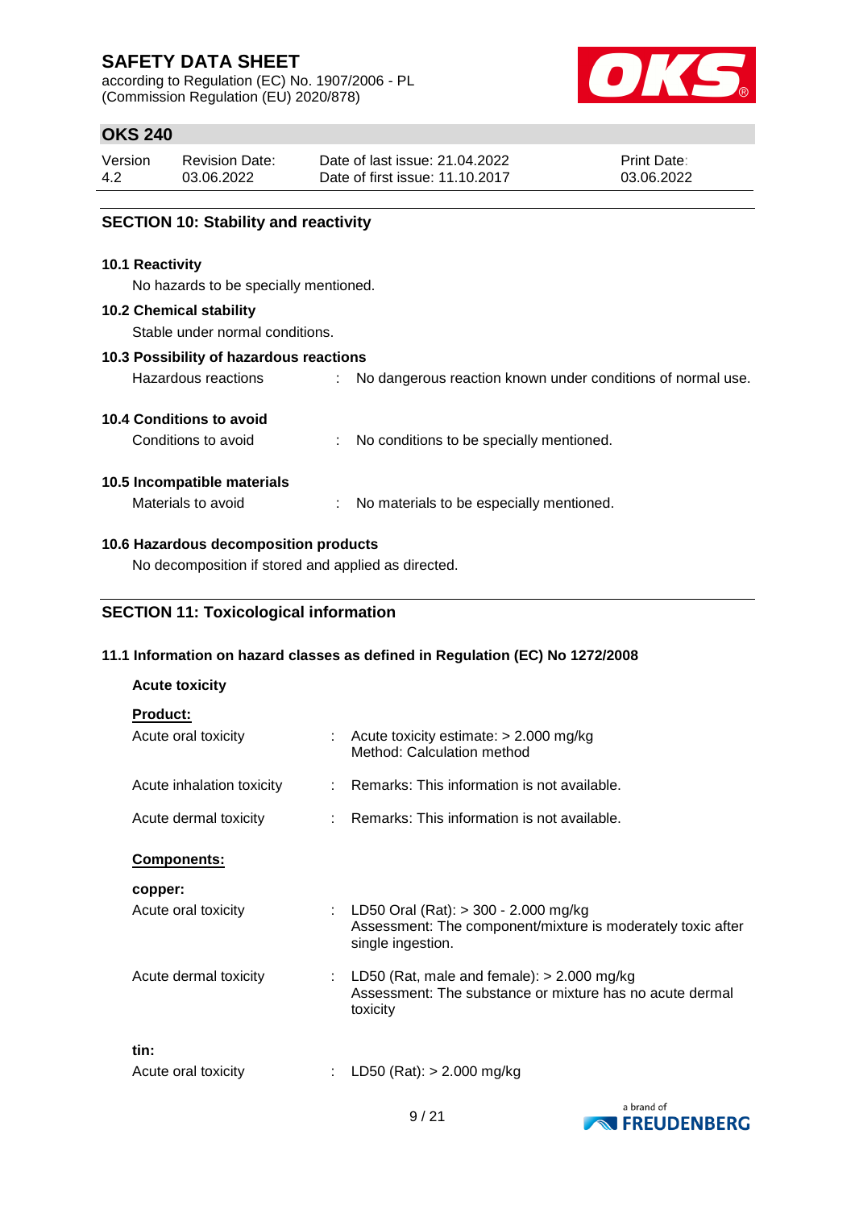## SECTION 10: Stability and reactivity

### 10.1 Reactivity

No hazards to be specially mentioned.

### 10.2 Chemical stability

Stable under normal conditions.

### 10.3 Possibility of hazardous reactions

Hazardous reactions : No dangerous reaction known under conditions of normal use.

### 10.4 Conditions to avoid

Conditions to avoid : No conditions to be specially mentioned.

### 10.5 Incompatible materials

Materials to avoid : No materials to be especially mentioned.

### 10.6 Hazardous decomposition products

No decomposition if stored and applied as directed.

## SECTION 11: Toxicological information

### 11.1 Information on hazard classes as defined in Regulation (EC) No 1272/2008

**Acute toxicity**

**Product:**

Acute oral toxicity : Acute toxicity estimate: > 2.000 mg/kg
Method: Calculation method

Acute inhalation toxicity : Remarks: This information is not available.

Acute dermal toxicity : Remarks: This information is not available.

**Components:**

**copper:**

Acute oral toxicity : LD50 Oral (Rat): > 300 - 2.000 mg/kg
Assessment: The component/mixture is moderately toxic after single ingestion.

Acute dermal toxicity : LD50 (Rat, male and female): > 2.000 mg/kg
Assessment: The substance or mixture has no acute dermal toxicity

**tin:**

Acute oral toxicity : LD50 (Rat): > 2.000 mg/kg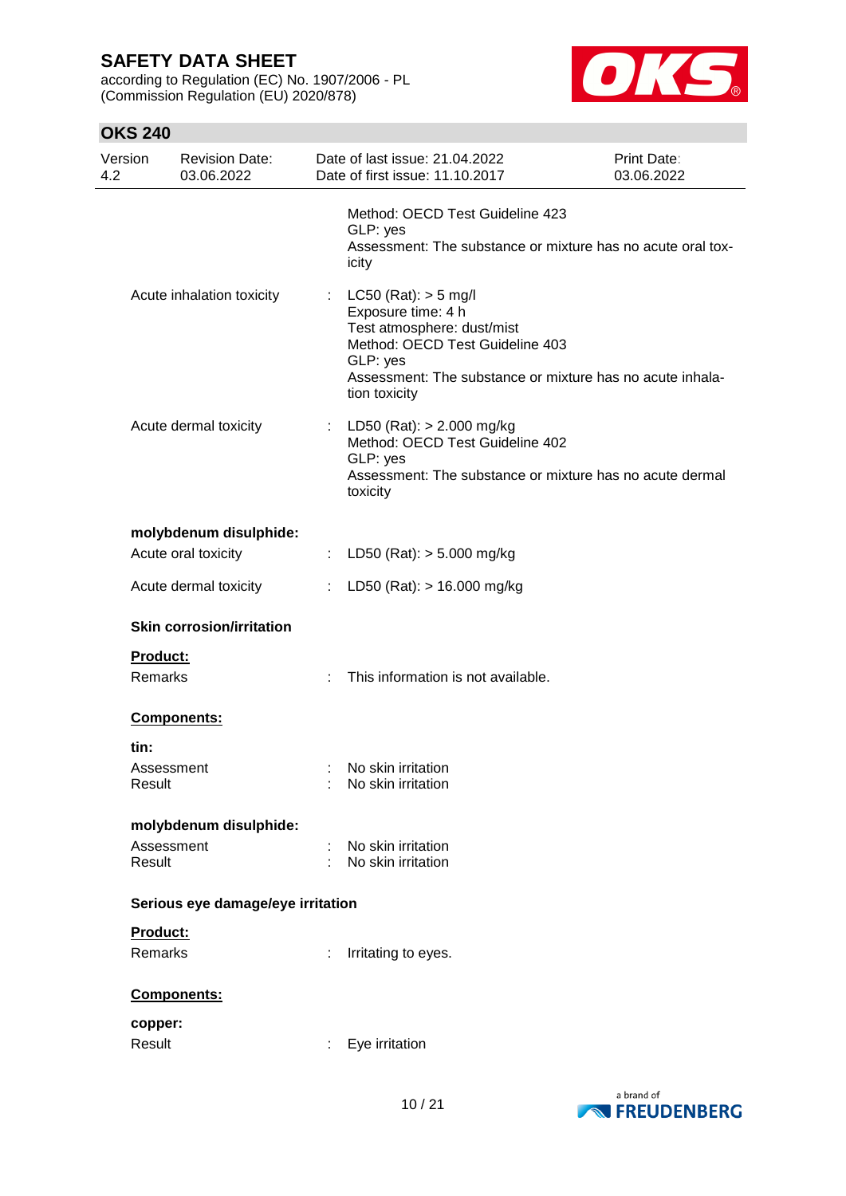Method: OECD Test Guideline 423
GLP: yes
Assessment: The substance or mixture has no acute oral toxicity

Acute inhalation toxicity : LC50 (Rat): > 5 mg/l
Exposure time: 4 h
Test atmosphere: dust/mist
Method: OECD Test Guideline 403
GLP: yes
Assessment: The substance or mixture has no acute inhalation toxicity

Acute dermal toxicity : LD50 (Rat): > 2.000 mg/kg
Method: OECD Test Guideline 402
GLP: yes
Assessment: The substance or mixture has no acute dermal toxicity

**molybdenum disulphide:**

Acute oral toxicity : LD50 (Rat): > 5.000 mg/kg

Acute dermal toxicity : LD50 (Rat): > 16.000 mg/kg

**Skin corrosion/irritation**

**Product:**

Remarks : This information is not available.

**Components:**

**tin:**

Assessment : No skin irritation
Result : No skin irritation

**molybdenum disulphide:**

Assessment : No skin irritation
Result : No skin irritation

**Serious eye damage/eye irritation**

**Product:**

Remarks : Irritating to eyes.

**Components:**

**copper:**

Result : Eye irritation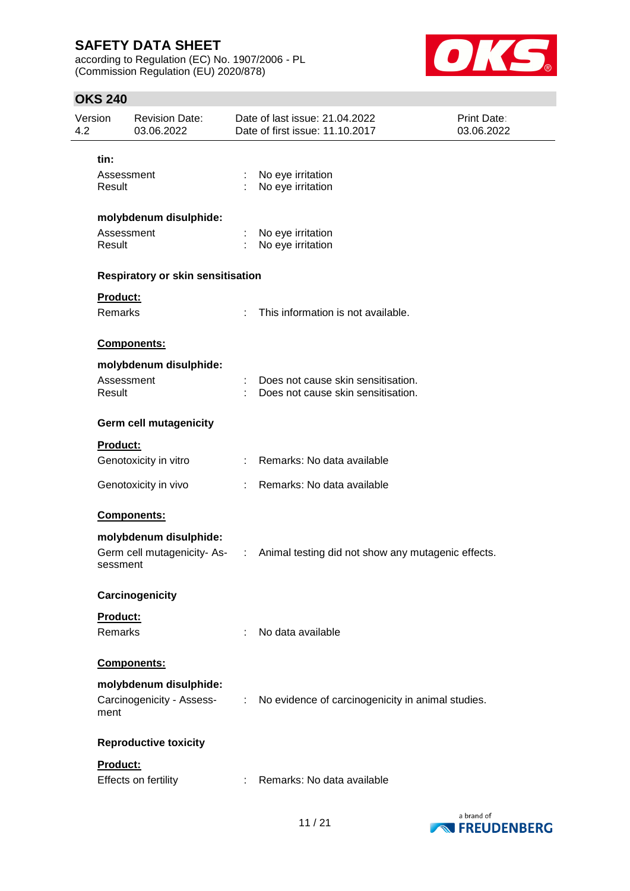**tin:**

| | | |
|---|---|---|
| Assessment | : | No eye irritation |
| Result | : | No eye irritation |

**molybdenum disulphide:**

| | | |
|---|---|---|
| Assessment | : | No eye irritation |
| Result | : | No eye irritation |

**Respiratory or skin sensitisation**

**Product:**

| | | |
|---|---|---|
| Remarks | : | This information is not available. |

**Components:**

**molybdenum disulphide:**

| | | |
|---|---|---|
| Assessment | : | Does not cause skin sensitisation. |
| Result | : | Does not cause skin sensitisation. |

**Germ cell mutagenicity**

**Product:**

| | | |
|---|---|---|
| Genotoxicity in vitro | : | Remarks: No data available |
| Genotoxicity in vivo | : | Remarks: No data available |

**Components:**

**molybdenum disulphide:**

| | | |
|---|---|---|
| Germ cell mutagenicity- Assessment | : | Animal testing did not show any mutagenic effects. |

**Carcinogenicity**

**Product:**

| | | |
|---|---|---|
| Remarks | : | No data available |

**Components:**

**molybdenum disulphide:**

| | | |
|---|---|---|
| Carcinogenicity - Assessment | : | No evidence of carcinogenicity in animal studies. |

**Reproductive toxicity**

**Product:**

| | | |
|---|---|---|
| Effects on fertility | : | Remarks: No data available |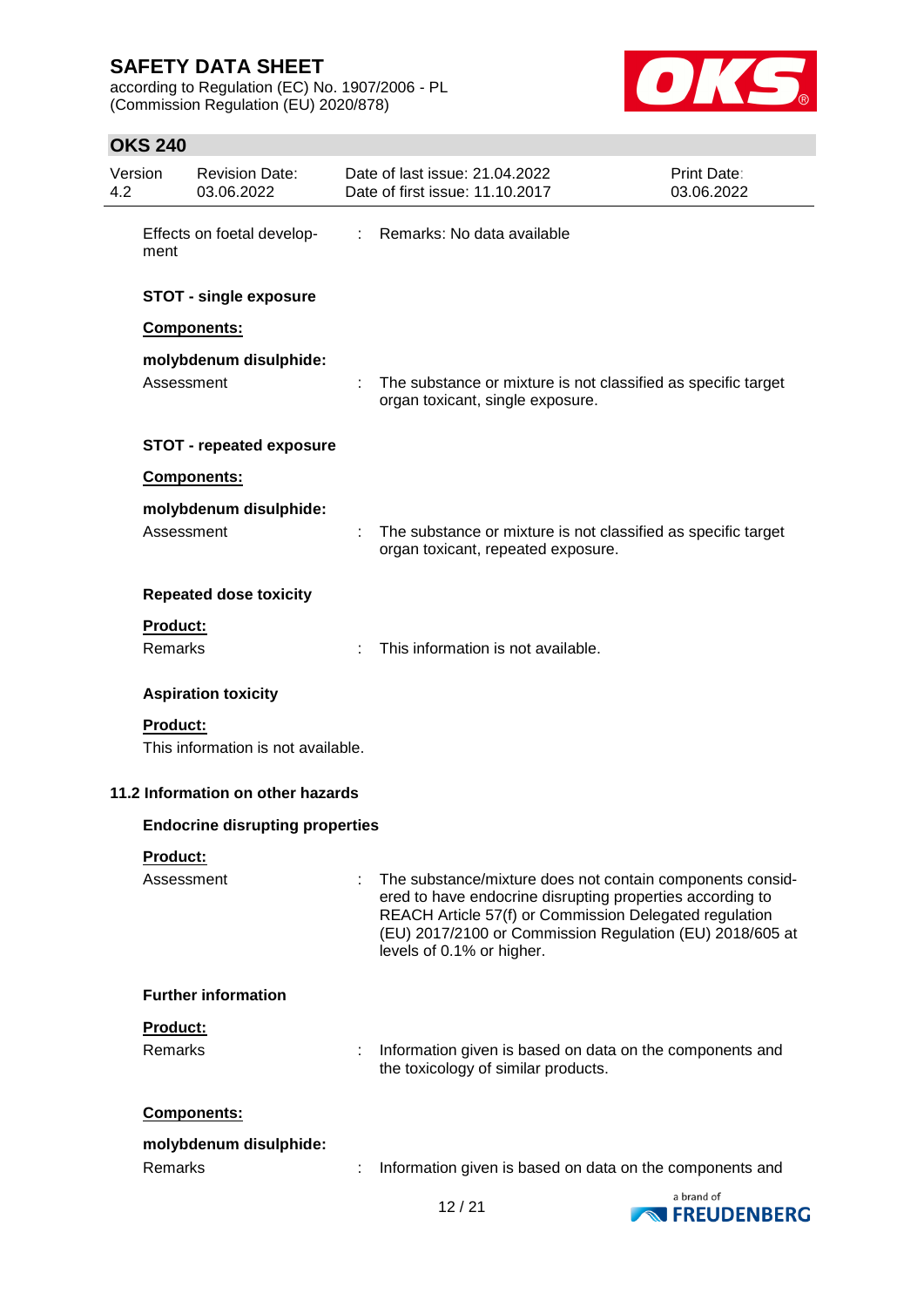| | | |
|---|---|---|
| Effects on foetal development | : | Remarks: No data available |

**STOT - single exposure**

**Components:**

**molybdenum disulphide:**

| | | |
|---|---|---|
| Assessment | : | The substance or mixture is not classified as specific target organ toxicant, single exposure. |

**STOT - repeated exposure**

**Components:**

**molybdenum disulphide:**

| | | |
|---|---|---|
| Assessment | : | The substance or mixture is not classified as specific target organ toxicant, repeated exposure. |

**Repeated dose toxicity**

**Product:**

| | | |
|---|---|---|
| Remarks | : | This information is not available. |

**Aspiration toxicity**

**Product:**

This information is not available.

## 11.2 Information on other hazards

**Endocrine disrupting properties**

**Product:**

| | | |
|---|---|---|
| Assessment | : | The substance/mixture does not contain components considered to have endocrine disrupting properties according to REACH Article 57(f) or Commission Delegated regulation (EU) 2017/2100 or Commission Regulation (EU) 2018/605 at levels of 0.1% or higher. |

**Further information**

**Product:**

| | | |
|---|---|---|
| Remarks | : | Information given is based on data on the components and the toxicology of similar products. |

**Components:**

**molybdenum disulphide:**

| | | |
|---|---|---|
| Remarks | : | Information given is based on data on the components and |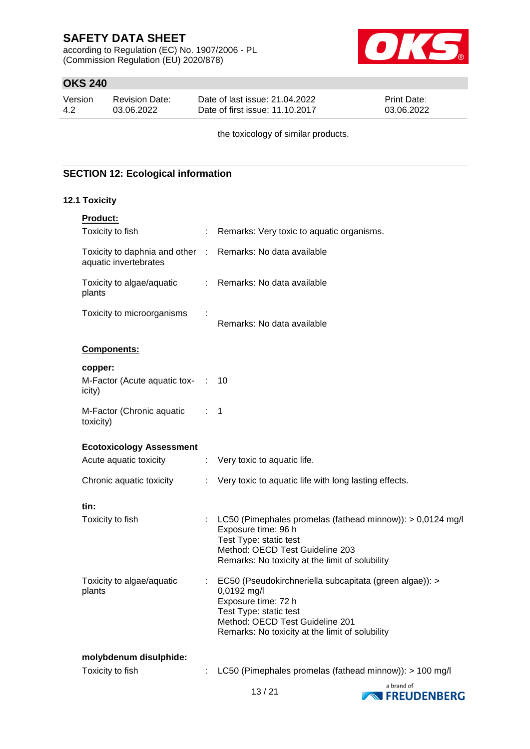the toxicology of similar products.

## SECTION 12: Ecological information

### 12.1 Toxicity

**Product:**

| | | |
|---|---|---|
| Toxicity to fish | : | Remarks: Very toxic to aquatic organisms. |
| Toxicity to daphnia and other aquatic invertebrates | : | Remarks: No data available |
| Toxicity to algae/aquatic plants | : | Remarks: No data available |
| Toxicity to microorganisms | : | Remarks: No data available |

**Components:**

**copper:**

| | | |
|---|---|---|
| M-Factor (Acute aquatic toxicity) | : | 10 |
| M-Factor (Chronic aquatic toxicity) | : | 1 |

**Ecotoxicology Assessment**

| | | |
|---|---|---|
| Acute aquatic toxicity | : | Very toxic to aquatic life. |
| Chronic aquatic toxicity | : | Very toxic to aquatic life with long lasting effects. |

**tin:**

| | | |
|---|---|---|
| Toxicity to fish | : | LC50 (Pimephales promelas (fathead minnow)): > 0,0124 mg/l<br>Exposure time: 96 h<br>Test Type: static test<br>Method: OECD Test Guideline 203<br>Remarks: No toxicity at the limit of solubility |
| Toxicity to algae/aquatic plants | : | EC50 (Pseudokirchneriella subcapitata (green algae)): > 0,0192 mg/l<br>Exposure time: 72 h<br>Test Type: static test<br>Method: OECD Test Guideline 201<br>Remarks: No toxicity at the limit of solubility |

**molybdenum disulphide:**

| | | |
|---|---|---|
| Toxicity to fish | : | LC50 (Pimephales promelas (fathead minnow)): > 100 mg/l |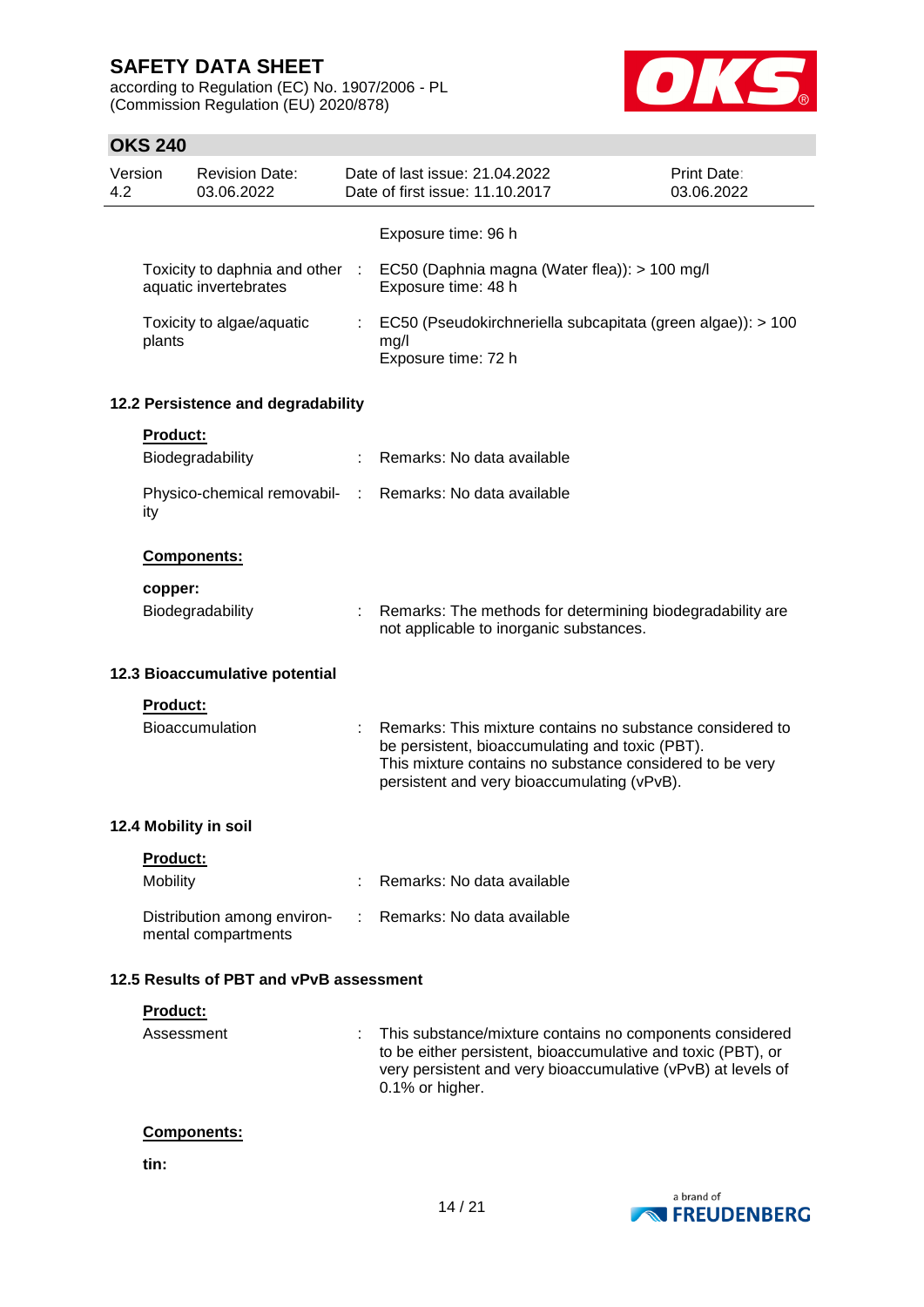Exposure time: 96 h

| | | |
|---|---|---|
| Toxicity to daphnia and other aquatic invertebrates | : | EC50 (Daphnia magna (Water flea)): > 100 mg/l<br>Exposure time: 48 h |
| Toxicity to algae/aquatic plants | : | EC50 (Pseudokirchneriella subcapitata (green algae)): > 100 mg/l<br>Exposure time: 72 h |

### 12.2 Persistence and degradability

**Product:**

| | | |
|---|---|---|
| Biodegradability | : | Remarks: No data available |
| Physico-chemical removability | : | Remarks: No data available |

**Components:**

**copper:**

| | | |
|---|---|---|
| Biodegradability | : | Remarks: The methods for determining biodegradability are not applicable to inorganic substances. |

### 12.3 Bioaccumulative potential

**Product:**

| | | |
|---|---|---|
| Bioaccumulation | : | Remarks: This mixture contains no substance considered to be persistent, bioaccumulating and toxic (PBT).<br>This mixture contains no substance considered to be very persistent and very bioaccumulating (vPvB). |

### 12.4 Mobility in soil

**Product:**

| | | |
|---|---|---|
| Mobility | : | Remarks: No data available |
| Distribution among environmental compartments | : | Remarks: No data available |

### 12.5 Results of PBT and vPvB assessment

**Product:**

| | | |
|---|---|---|
| Assessment | : | This substance/mixture contains no components considered to be either persistent, bioaccumulative and toxic (PBT), or very persistent and very bioaccumulative (vPvB) at levels of 0.1% or higher. |

**Components:**

**tin:**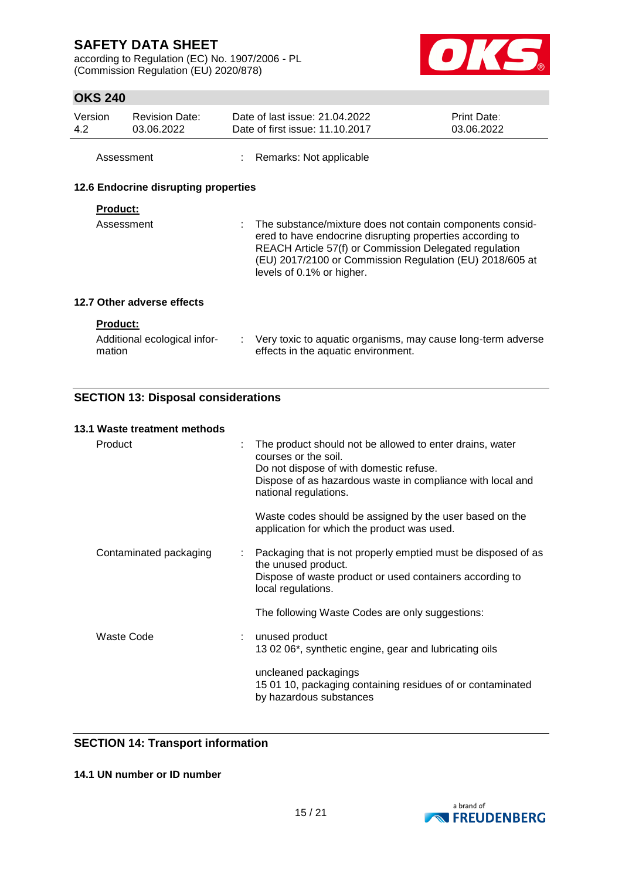Assessment : Remarks: Not applicable

### 12.6 Endocrine disrupting properties

**Product:**

| | |
|---|---|
| Assessment | The substance/mixture does not contain components considered to have endocrine disrupting properties according to REACH Article 57(f) or Commission Delegated regulation (EU) 2017/2100 or Commission Regulation (EU) 2018/605 at levels of 0.1% or higher. |

### 12.7 Other adverse effects

**Product:**

| | |
|---|---|
| Additional ecological information | Very toxic to aquatic organisms, may cause long-term adverse effects in the aquatic environment. |

## SECTION 13: Disposal considerations

### 13.1 Waste treatment methods

| | |
|---|---|
| Product | The product should not be allowed to enter drains, water courses or the soil.<br>Do not dispose of with domestic refuse.<br>Dispose of as hazardous waste in compliance with local and national regulations.<br><br>Waste codes should be assigned by the user based on the application for which the product was used. |
| Contaminated packaging | Packaging that is not properly emptied must be disposed of as the unused product.<br>Dispose of waste product or used containers according to local regulations.<br><br>The following Waste Codes are only suggestions: |
| Waste Code | unused product<br>13 02 06*, synthetic engine, gear and lubricating oils<br><br>uncleaned packagings<br>15 01 10, packaging containing residues of or contaminated by hazardous substances |

## SECTION 14: Transport information

### 14.1 UN number or ID number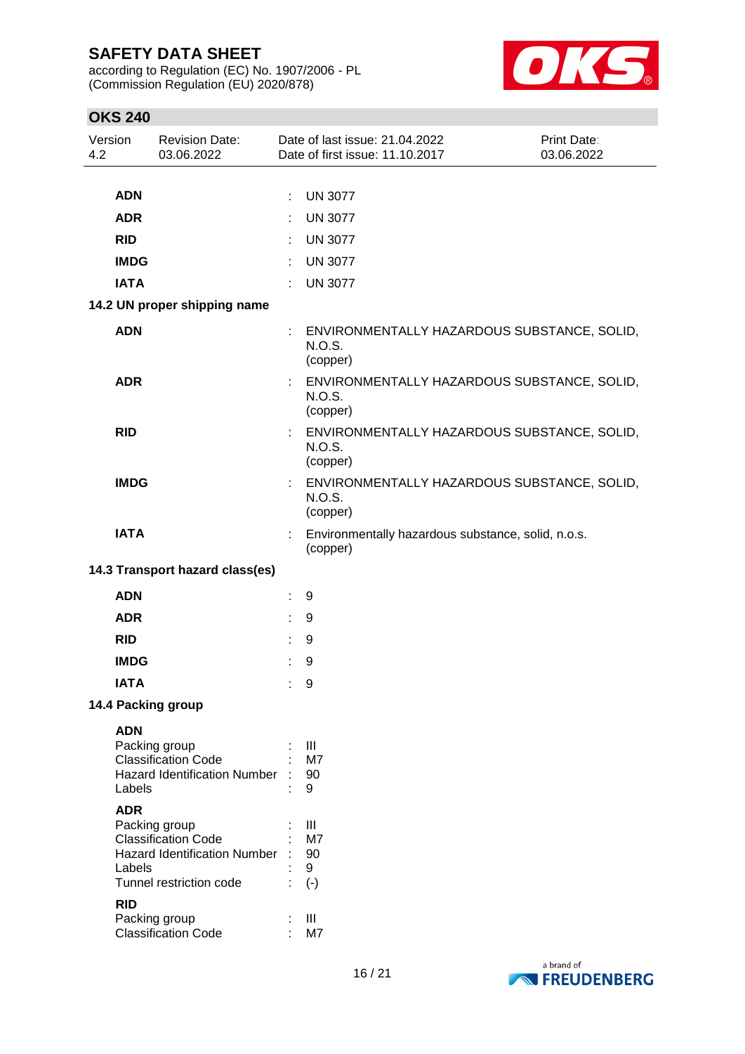| | | |
|---|---|---|
| **ADN** | : | UN 3077 |
| **ADR** | : | UN 3077 |
| **RID** | : | UN 3077 |
| **IMDG** | : | UN 3077 |
| **IATA** | : | UN 3077 |

**14.2 UN proper shipping name**

| | | |
|---|---|---|
| **ADN** | : | ENVIRONMENTALLY HAZARDOUS SUBSTANCE, SOLID, N.O.S. (copper) |
| **ADR** | : | ENVIRONMENTALLY HAZARDOUS SUBSTANCE, SOLID, N.O.S. (copper) |
| **RID** | : | ENVIRONMENTALLY HAZARDOUS SUBSTANCE, SOLID, N.O.S. (copper) |
| **IMDG** | : | ENVIRONMENTALLY HAZARDOUS SUBSTANCE, SOLID, N.O.S. (copper) |
| **IATA** | : | Environmentally hazardous substance, solid, n.o.s. (copper) |

**14.3 Transport hazard class(es)**

| | | |
|---|---|---|
| **ADN** | : | 9 |
| **ADR** | : | 9 |
| **RID** | : | 9 |
| **IMDG** | : | 9 |
| **IATA** | : | 9 |

**14.4 Packing group**

**ADN**

| | | |
|---|---|---|
| Packing group | : | III |
| Classification Code | : | M7 |
| Hazard Identification Number | : | 90 |
| Labels | : | 9 |

**ADR**

| | | |
|---|---|---|
| Packing group | : | III |
| Classification Code | : | M7 |
| Hazard Identification Number | : | 90 |
| Labels | : | 9 |
| Tunnel restriction code | : | (-) |

**RID**

| | | |
|---|---|---|
| Packing group | : | III |
| Classification Code | : | M7 |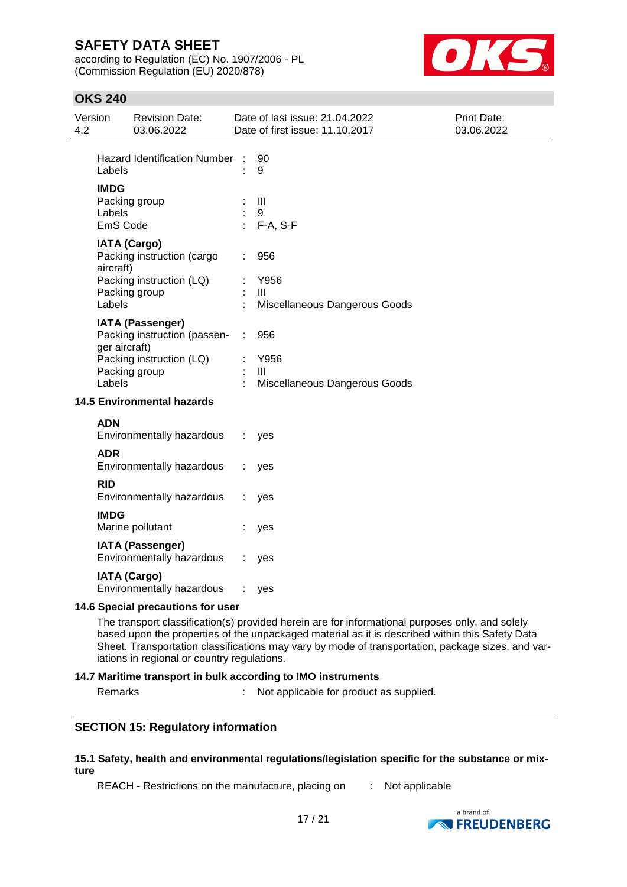| | | |
|---|---|---|
| Hazard Identification Number | : | 90 |
| Labels | : | 9 |

**IMDG**

| | | |
|---|---|---|
| Packing group | : | III |
| Labels | : | 9 |
| EmS Code | : | F-A, S-F |

**IATA (Cargo)**

| | | |
|---|---|---|
| Packing instruction (cargo aircraft) | : | 956 |
| Packing instruction (LQ) | : | Y956 |
| Packing group | : | III |
| Labels | : | Miscellaneous Dangerous Goods |

**IATA (Passenger)**

| | | |
|---|---|---|
| Packing instruction (passenger aircraft) | : | 956 |
| Packing instruction (LQ) | : | Y956 |
| Packing group | : | III |
| Labels | : | Miscellaneous Dangerous Goods |

### 14.5 Environmental hazards

**ADN**

Environmentally hazardous : yes

**ADR**

Environmentally hazardous : yes

**RID**

Environmentally hazardous : yes

**IMDG**

Marine pollutant : yes

**IATA (Passenger)**

Environmentally hazardous : yes

**IATA (Cargo)**

Environmentally hazardous : yes

### 14.6 Special precautions for user

The transport classification(s) provided herein are for informational purposes only, and solely based upon the properties of the unpackaged material as it is described within this Safety Data Sheet. Transportation classifications may vary by mode of transportation, package sizes, and variations in regional or country regulations.

### 14.7 Maritime transport in bulk according to IMO instruments

Remarks : Not applicable for product as supplied.

## SECTION 15: Regulatory information

### 15.1 Safety, health and environmental regulations/legislation specific for the substance or mixture

REACH - Restrictions on the manufacture, placing on : Not applicable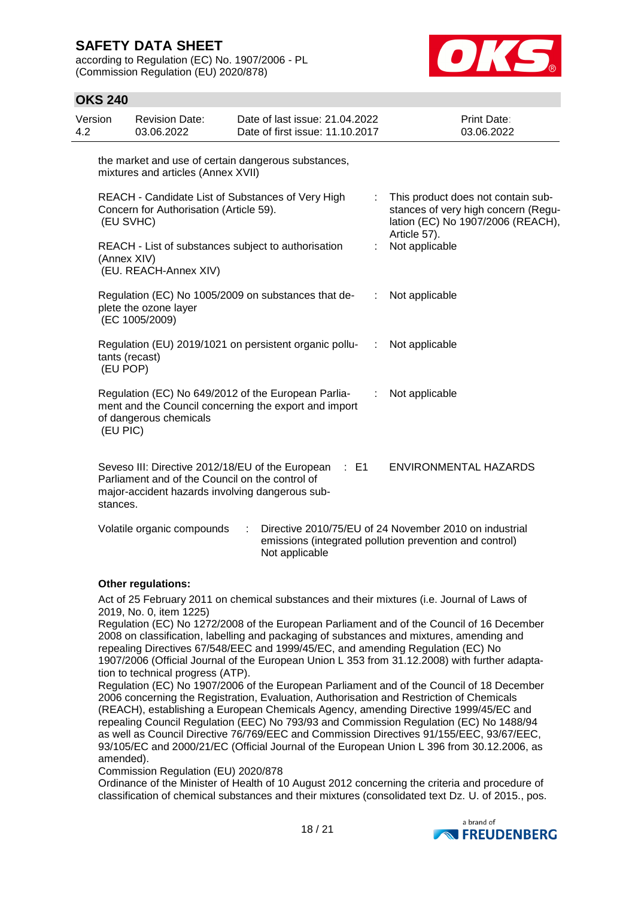the market and use of certain dangerous substances, mixtures and articles (Annex XVII)

| | | |
|---|---|---|
| REACH - Candidate List of Substances of Very High Concern for Authorisation (Article 59). (EU SVHC) | : | This product does not contain substances of very high concern (Regulation (EC) No 1907/2006 (REACH), Article 57). |
| REACH - List of substances subject to authorisation (Annex XIV) (EU. REACH-Annex XIV) | : | Not applicable |
| Regulation (EC) No 1005/2009 on substances that deplete the ozone layer (EC 1005/2009) | : | Not applicable |
| Regulation (EU) 2019/1021 on persistent organic pollutants (recast) (EU POP) | : | Not applicable |
| Regulation (EC) No 649/2012 of the European Parliament and the Council concerning the export and import of dangerous chemicals (EU PIC) | : | Not applicable |
| Seveso III: Directive 2012/18/EU of the European Parliament and of the Council on the control of major-accident hazards involving dangerous substances. | : E1 | ENVIRONMENTAL HAZARDS |

Volatile organic compounds : Directive 2010/75/EU of 24 November 2010 on industrial emissions (integrated pollution prevention and control)
Not applicable

**Other regulations:**

Act of 25 February 2011 on chemical substances and their mixtures (i.e. Journal of Laws of 2019, No. 0, item 1225)
Regulation (EC) No 1272/2008 of the European Parliament and of the Council of 16 December 2008 on classification, labelling and packaging of substances and mixtures, amending and repealing Directives 67/548/EEC and 1999/45/EC, and amending Regulation (EC) No 1907/2006 (Official Journal of the European Union L 353 from 31.12.2008) with further adaptation to technical progress (ATP).
Regulation (EC) No 1907/2006 of the European Parliament and of the Council of 18 December 2006 concerning the Registration, Evaluation, Authorisation and Restriction of Chemicals (REACH), establishing a European Chemicals Agency, amending Directive 1999/45/EC and repealing Council Regulation (EEC) No 793/93 and Commission Regulation (EC) No 1488/94 as well as Council Directive 76/769/EEC and Commission Directives 91/155/EEC, 93/67/EEC, 93/105/EC and 2000/21/EC (Official Journal of the European Union L 396 from 30.12.2006, as amended).
Commission Regulation (EU) 2020/878
Ordinance of the Minister of Health of 10 August 2012 concerning the criteria and procedure of classification of chemical substances and their mixtures (consolidated text Dz. U. of 2015., pos.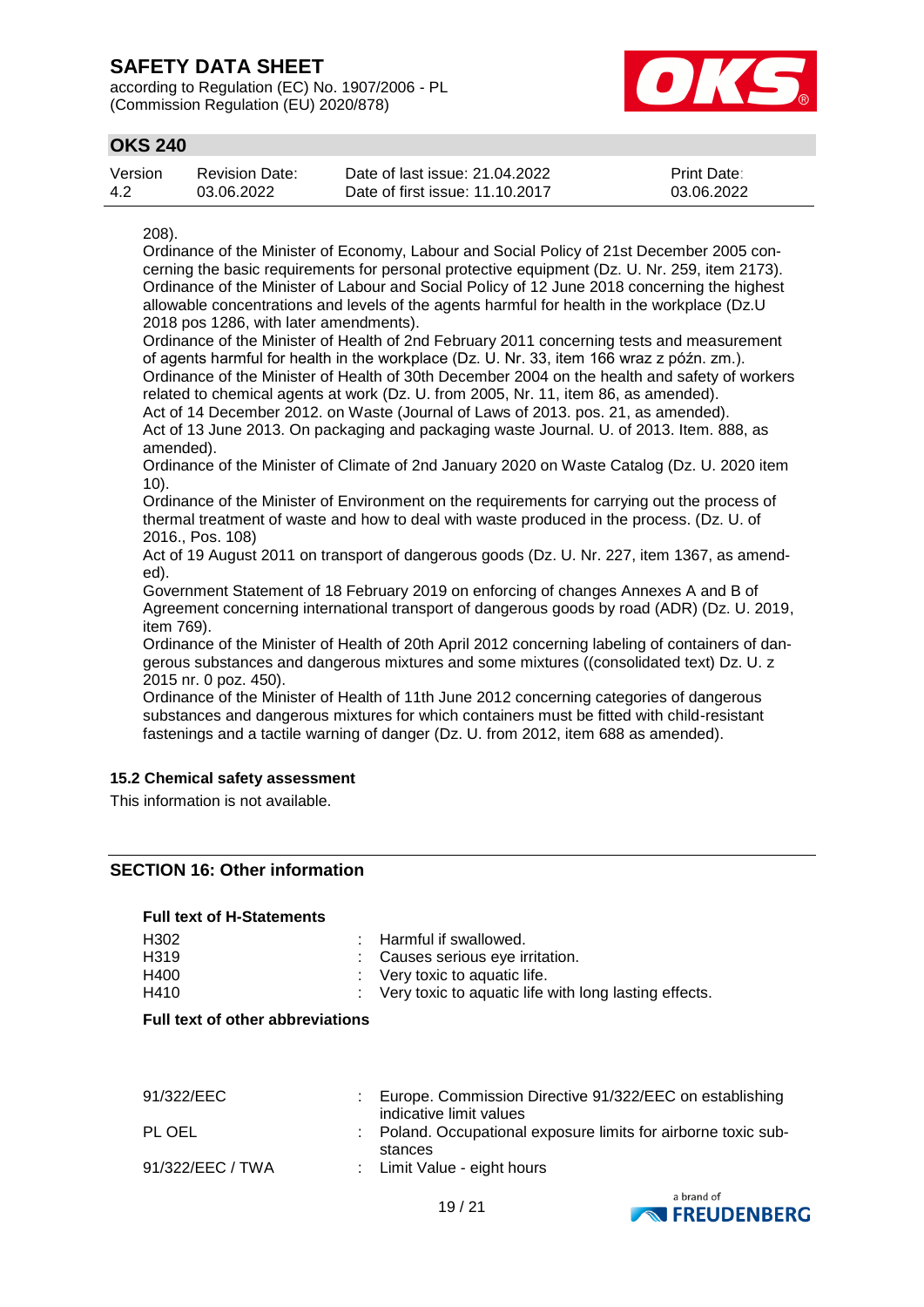208).
Ordinance of the Minister of Economy, Labour and Social Policy of 21st December 2005 concerning the basic requirements for personal protective equipment (Dz. U. Nr. 259, item 2173).
Ordinance of the Minister of Labour and Social Policy of 12 June 2018 concerning the highest allowable concentrations and levels of the agents harmful for health in the workplace (Dz.U 2018 pos 1286, with later amendments).
Ordinance of the Minister of Health of 2nd February 2011 concerning tests and measurement of agents harmful for health in the workplace (Dz. U. Nr. 33, item 166 wraz z późn. zm.).
Ordinance of the Minister of Health of 30th December 2004 on the health and safety of workers related to chemical agents at work (Dz. U. from 2005, Nr. 11, item 86, as amended).
Act of 14 December 2012. on Waste (Journal of Laws of 2013. pos. 21, as amended).
Act of 13 June 2013. On packaging and packaging waste Journal. U. of 2013. Item. 888, as amended).
Ordinance of the Minister of Climate of 2nd January 2020 on Waste Catalog (Dz. U. 2020 item 10).
Ordinance of the Minister of Environment on the requirements for carrying out the process of thermal treatment of waste and how to deal with waste produced in the process. (Dz. U. of 2016., Pos. 108)
Act of 19 August 2011 on transport of dangerous goods (Dz. U. Nr. 227, item 1367, as amended).
Government Statement of 18 February 2019 on enforcing of changes Annexes A and B of Agreement concerning international transport of dangerous goods by road (ADR) (Dz. U. 2019, item 769).
Ordinance of the Minister of Health of 20th April 2012 concerning labeling of containers of dangerous substances and dangerous mixtures and some mixtures ((consolidated text) Dz. U. z 2015 nr. 0 poz. 450).
Ordinance of the Minister of Health of 11th June 2012 concerning categories of dangerous substances and dangerous mixtures for which containers must be fitted with child-resistant fastenings and a tactile warning of danger (Dz. U. from 2012, item 688 as amended).

### 15.2 Chemical safety assessment

This information is not available.

## SECTION 16: Other information

**Full text of H-Statements**

| | |
|---|---|
| H302 | : Harmful if swallowed. |
| H319 | : Causes serious eye irritation. |
| H400 | : Very toxic to aquatic life. |
| H410 | : Very toxic to aquatic life with long lasting effects. |

**Full text of other abbreviations**

| | |
|---|---|
| 91/322/EEC | : Europe. Commission Directive 91/322/EEC on establishing indicative limit values |
| PL OEL | : Poland. Occupational exposure limits for airborne toxic substances |
| 91/322/EEC / TWA | : Limit Value - eight hours |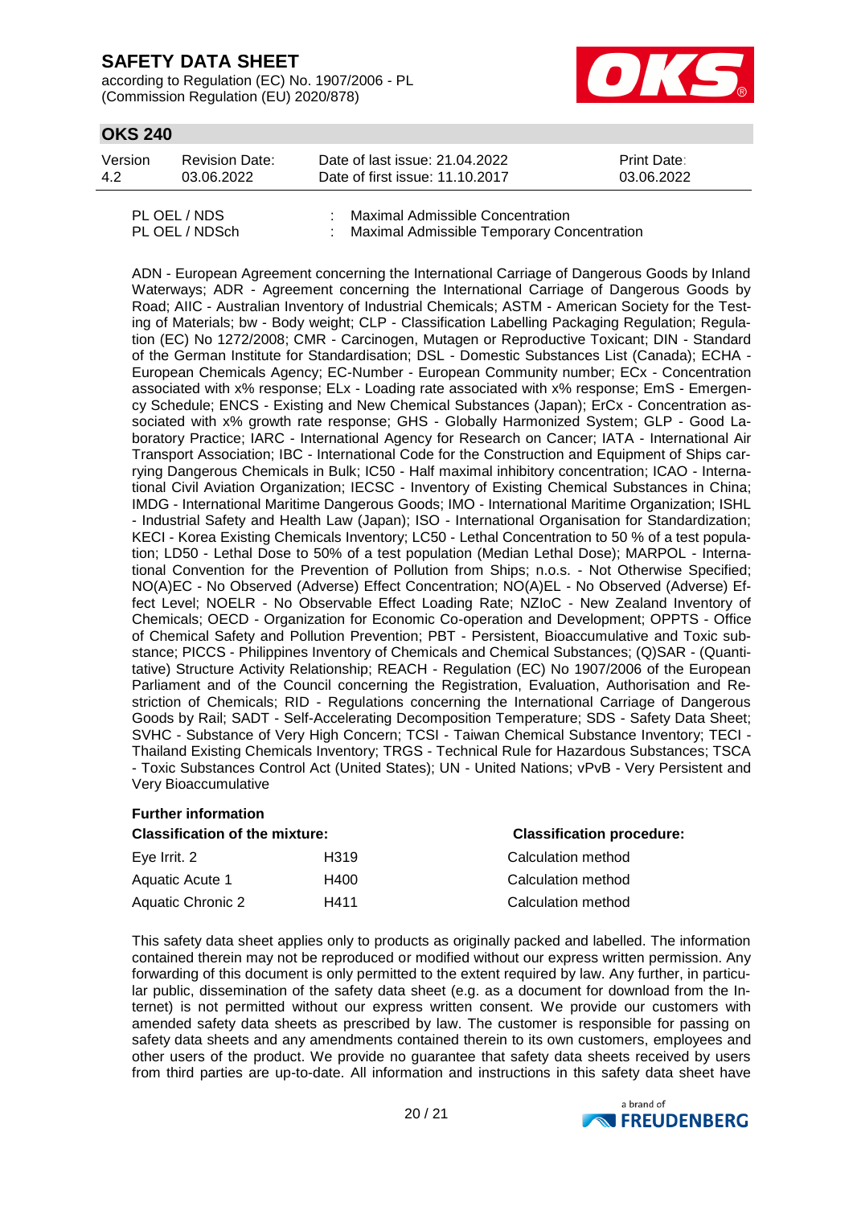| | | |
|---|---|---|
| PL OEL / NDS | : | Maximal Admissible Concentration |
| PL OEL / NDSch | : | Maximal Admissible Temporary Concentration |

ADN - European Agreement concerning the International Carriage of Dangerous Goods by Inland Waterways; ADR - Agreement concerning the International Carriage of Dangerous Goods by Road; AIIC - Australian Inventory of Industrial Chemicals; ASTM - American Society for the Testing of Materials; bw - Body weight; CLP - Classification Labelling Packaging Regulation; Regulation (EC) No 1272/2008; CMR - Carcinogen, Mutagen or Reproductive Toxicant; DIN - Standard of the German Institute for Standardisation; DSL - Domestic Substances List (Canada); ECHA - European Chemicals Agency; EC-Number - European Community number; ECx - Concentration associated with x% response; ELx - Loading rate associated with x% response; EmS - Emergency Schedule; ENCS - Existing and New Chemical Substances (Japan); ErCx - Concentration associated with x% growth rate response; GHS - Globally Harmonized System; GLP - Good Laboratory Practice; IARC - International Agency for Research on Cancer; IATA - International Air Transport Association; IBC - International Code for the Construction and Equipment of Ships carrying Dangerous Chemicals in Bulk; IC50 - Half maximal inhibitory concentration; ICAO - International Civil Aviation Organization; IECSC - Inventory of Existing Chemical Substances in China; IMDG - International Maritime Dangerous Goods; IMO - International Maritime Organization; ISHL - Industrial Safety and Health Law (Japan); ISO - International Organisation for Standardization; KECI - Korea Existing Chemicals Inventory; LC50 - Lethal Concentration to 50 % of a test population; LD50 - Lethal Dose to 50% of a test population (Median Lethal Dose); MARPOL - International Convention for the Prevention of Pollution from Ships; n.o.s. - Not Otherwise Specified; NO(A)EC - No Observed (Adverse) Effect Concentration; NO(A)EL - No Observed (Adverse) Effect Level; NOELR - No Observable Effect Loading Rate; NZIoC - New Zealand Inventory of Chemicals; OECD - Organization for Economic Co-operation and Development; OPPTS - Office of Chemical Safety and Pollution Prevention; PBT - Persistent, Bioaccumulative and Toxic substance; PICCS - Philippines Inventory of Chemicals and Chemical Substances; (Q)SAR - (Quantitative) Structure Activity Relationship; REACH - Regulation (EC) No 1907/2006 of the European Parliament and of the Council concerning the Registration, Evaluation, Authorisation and Restriction of Chemicals; RID - Regulations concerning the International Carriage of Dangerous Goods by Rail; SADT - Self-Accelerating Decomposition Temperature; SDS - Safety Data Sheet; SVHC - Substance of Very High Concern; TCSI - Taiwan Chemical Substance Inventory; TECI - Thailand Existing Chemicals Inventory; TRGS - Technical Rule for Hazardous Substances; TSCA - Toxic Substances Control Act (United States); UN - United Nations; vPvB - Very Persistent and Very Bioaccumulative

**Further information**

| **Classification of the mixture:** | | **Classification procedure:** |
|---|---|---|
| Eye Irrit. 2 | H319 | Calculation method |
| Aquatic Acute 1 | H400 | Calculation method |
| Aquatic Chronic 2 | H411 | Calculation method |

This safety data sheet applies only to products as originally packed and labelled. The information contained therein may not be reproduced or modified without our express written permission. Any forwarding of this document is only permitted to the extent required by law. Any further, in particular public, dissemination of the safety data sheet (e.g. as a document for download from the Internet) is not permitted without our express written consent. We provide our customers with amended safety data sheets as prescribed by law. The customer is responsible for passing on safety data sheets and any amendments contained therein to its own customers, employees and other users of the product. We provide no guarantee that safety data sheets received by users from third parties are up-to-date. All information and instructions in this safety data sheet have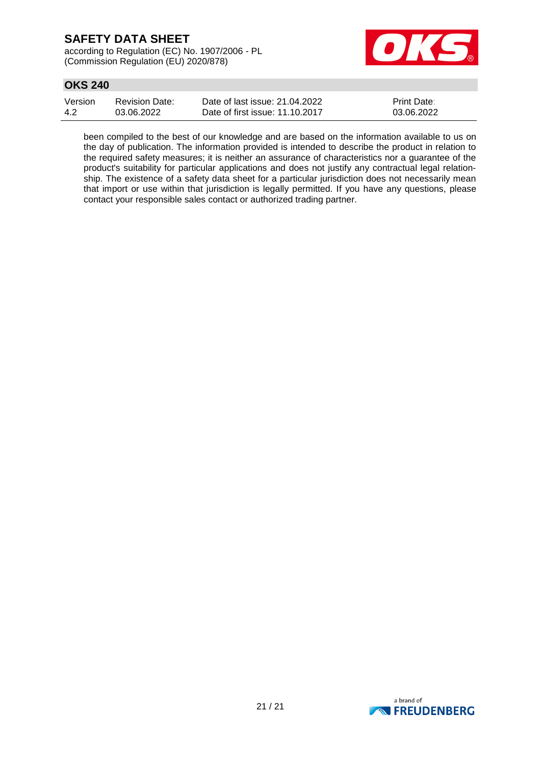been compiled to the best of our knowledge and are based on the information available to us on the day of publication. The information provided is intended to describe the product in relation to the required safety measures; it is neither an assurance of characteristics nor a guarantee of the product's suitability for particular applications and does not justify any contractual legal relationship. The existence of a safety data sheet for a particular jurisdiction does not necessarily mean that import or use within that jurisdiction is legally permitted. If you have any questions, please contact your responsible sales contact or authorized trading partner.